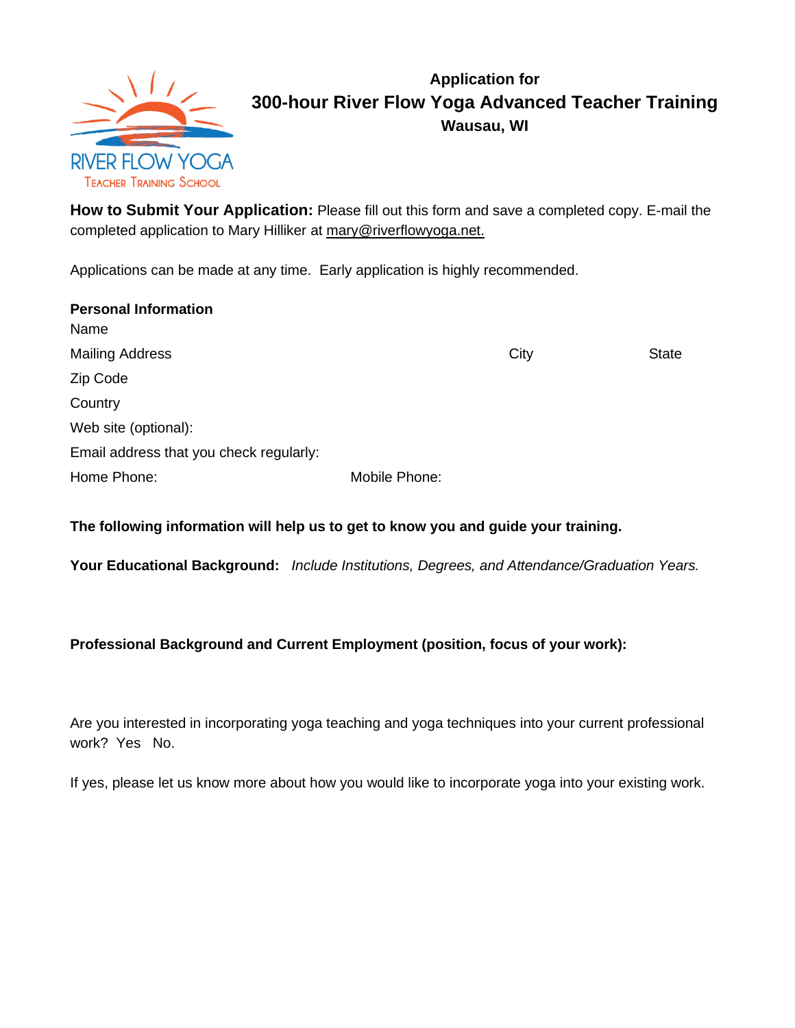RIVER FLOW YOGA
TEACHER TRAINING SCHOOL

# Application for
# 300-hour River Flow Yoga Advanced Teacher Training
## Wausau, WI

**How to Submit Your Application:** Please fill out this form and save a completed copy. E-mail the completed application to Mary Hilliker at mary@riverflowyoga.net.

Applications can be made at any time. Early application is highly recommended.

**Personal Information**

Name

Mailing Address City State

Zip Code

Country

Web site (optional):

Email address that you check regularly:

Home Phone: Mobile Phone:

**The following information will help us to get to know you and guide your training.**

**Your Educational Background:** *Include Institutions, Degrees, and Attendance/Graduation Years.*

**Professional Background and Current Employment (position, focus of your work):**

Are you interested in incorporating yoga teaching and yoga techniques into your current professional work? Yes No.

If yes, please let us know more about how you would like to incorporate yoga into your existing work.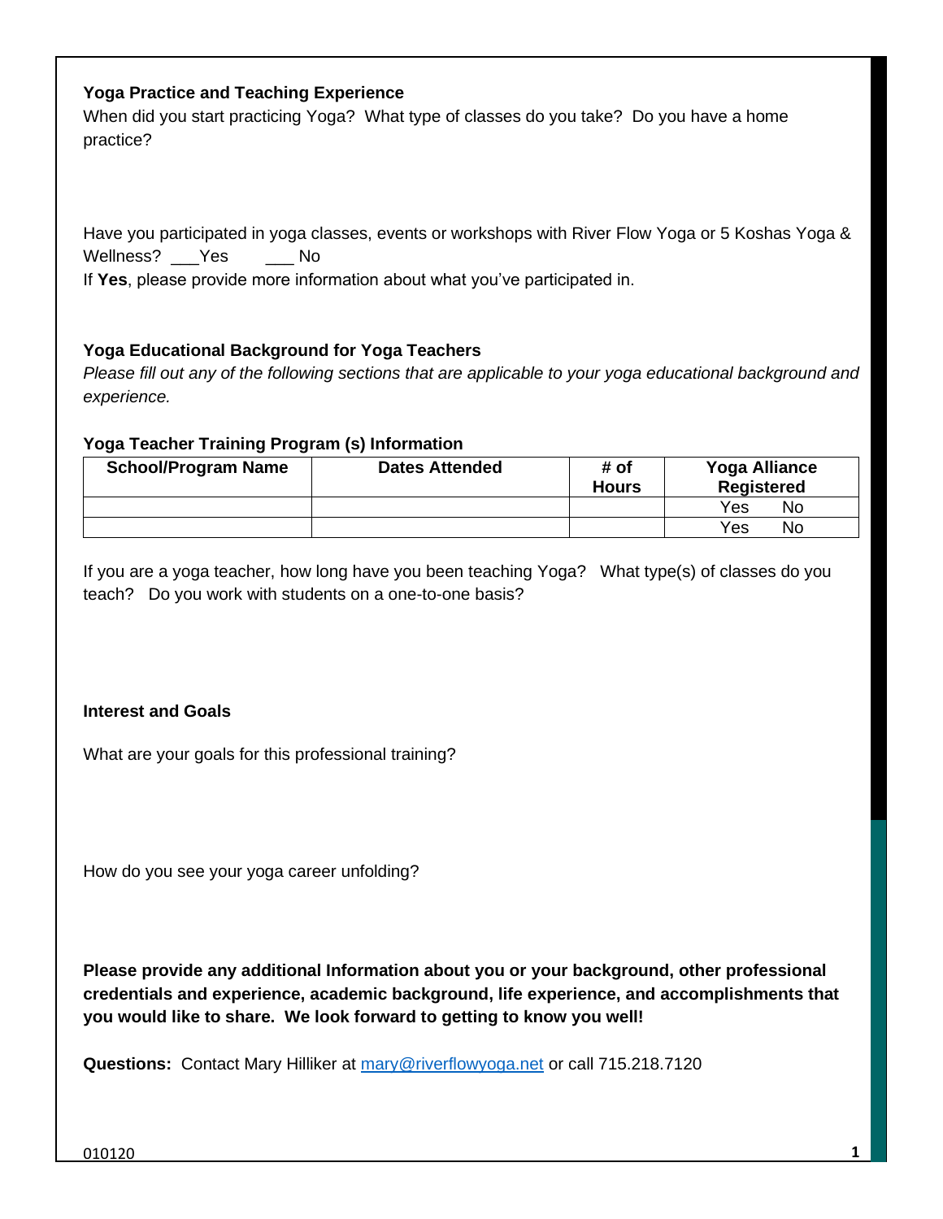### Yoga Practice and Teaching Experience

When did you start practicing Yoga? What type of classes do you take? Do you have a home practice?

Have you participated in yoga classes, events or workshops with River Flow Yoga or 5 Koshas Yoga & Wellness? ___Yes ___ No

If **Yes**, please provide more information about what you've participated in.

### Yoga Educational Background for Yoga Teachers

*Please fill out any of the following sections that are applicable to your yoga educational background and experience.*

**Yoga Teacher Training Program (s) Information**

| School/Program Name | Dates Attended | # of Hours | Yoga Alliance Registered |
|---|---|---|---|
| | | | Yes No |
| | | | Yes No |

If you are a yoga teacher, how long have you been teaching Yoga? What type(s) of classes do you teach? Do you work with students on a one-to-one basis?

### Interest and Goals

What are your goals for this professional training?

How do you see your yoga career unfolding?

**Please provide any additional Information about you or your background, other professional credentials and experience, academic background, life experience, and accomplishments that you would like to share. We look forward to getting to know you well!**

**Questions:** Contact Mary Hilliker at mary@riverflowyoga.net or call 715.218.7120

010120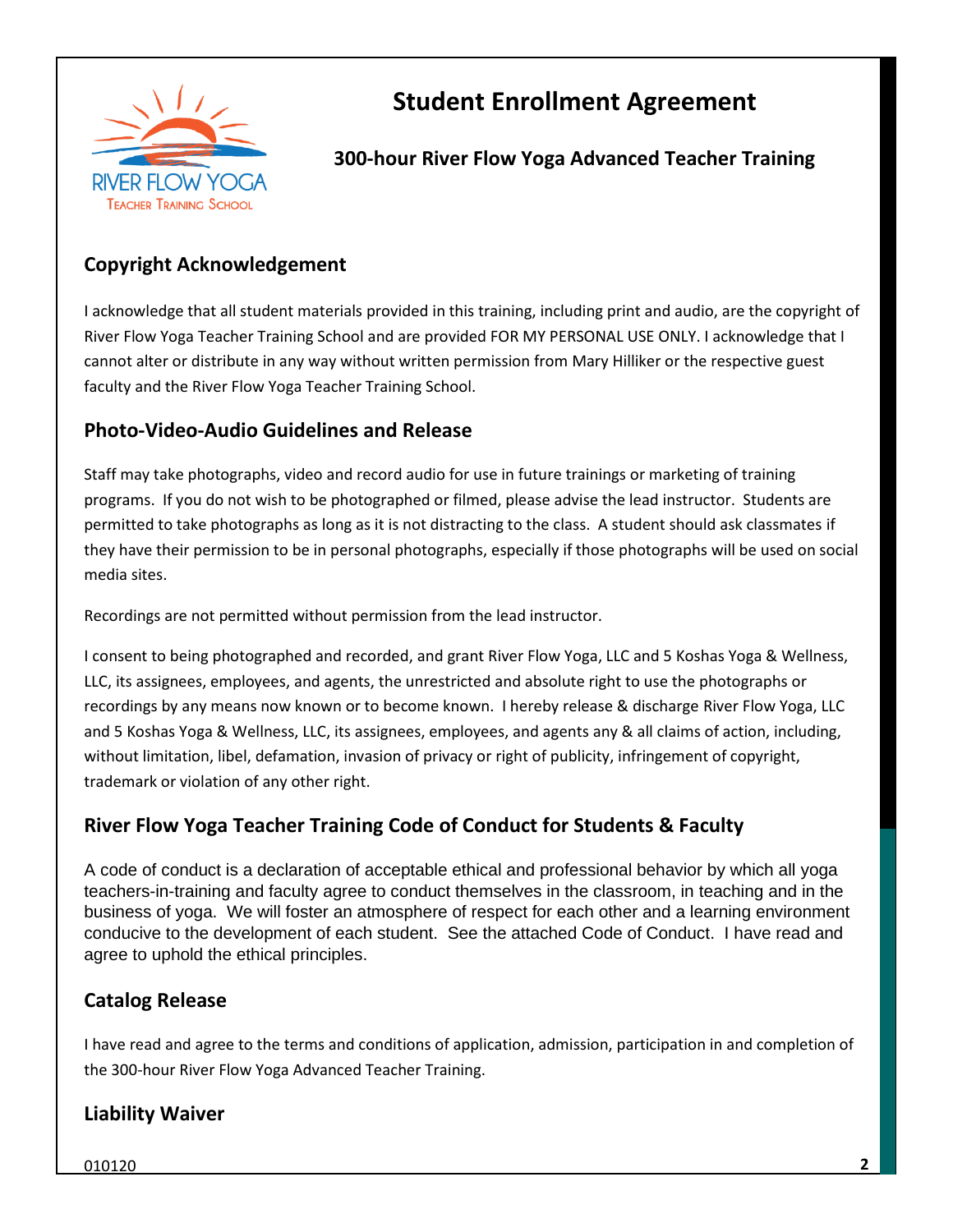# Student Enrollment Agreement

## 300-hour River Flow Yoga Advanced Teacher Training

### Copyright Acknowledgement

I acknowledge that all student materials provided in this training, including print and audio, are the copyright of River Flow Yoga Teacher Training School and are provided FOR MY PERSONAL USE ONLY. I acknowledge that I cannot alter or distribute in any way without written permission from Mary Hilliker or the respective guest faculty and the River Flow Yoga Teacher Training School.

### Photo-Video-Audio Guidelines and Release

Staff may take photographs, video and record audio for use in future trainings or marketing of training programs. If you do not wish to be photographed or filmed, please advise the lead instructor. Students are permitted to take photographs as long as it is not distracting to the class. A student should ask classmates if they have their permission to be in personal photographs, especially if those photographs will be used on social media sites.

Recordings are not permitted without permission from the lead instructor.

I consent to being photographed and recorded, and grant River Flow Yoga, LLC and 5 Koshas Yoga & Wellness, LLC, its assignees, employees, and agents, the unrestricted and absolute right to use the photographs or recordings by any means now known or to become known. I hereby release & discharge River Flow Yoga, LLC and 5 Koshas Yoga & Wellness, LLC, its assignees, employees, and agents any & all claims of action, including, without limitation, libel, defamation, invasion of privacy or right of publicity, infringement of copyright, trademark or violation of any other right.

### River Flow Yoga Teacher Training Code of Conduct for Students & Faculty

A code of conduct is a declaration of acceptable ethical and professional behavior by which all yoga teachers-in-training and faculty agree to conduct themselves in the classroom, in teaching and in the business of yoga. We will foster an atmosphere of respect for each other and a learning environment conducive to the development of each student. See the attached Code of Conduct. I have read and agree to uphold the ethical principles.

### Catalog Release

I have read and agree to the terms and conditions of application, admission, participation in and completion of the 300-hour River Flow Yoga Advanced Teacher Training.

### Liability Waiver

010120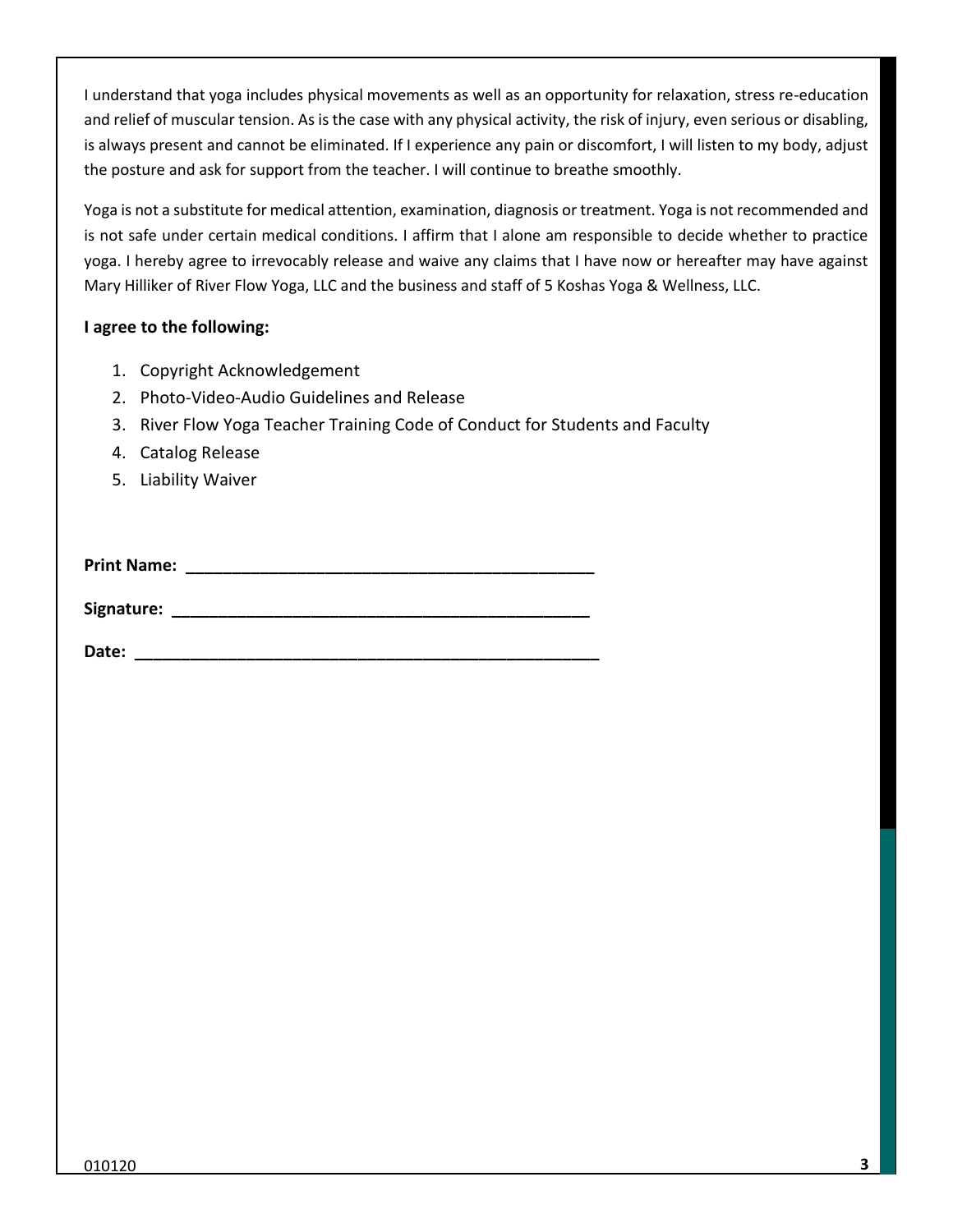I understand that yoga includes physical movements as well as an opportunity for relaxation, stress re-education and relief of muscular tension. As is the case with any physical activity, the risk of injury, even serious or disabling, is always present and cannot be eliminated. If I experience any pain or discomfort, I will listen to my body, adjust the posture and ask for support from the teacher. I will continue to breathe smoothly.

Yoga is not a substitute for medical attention, examination, diagnosis or treatment. Yoga is not recommended and is not safe under certain medical conditions. I affirm that I alone am responsible to decide whether to practice yoga. I hereby agree to irrevocably release and waive any claims that I have now or hereafter may have against Mary Hilliker of River Flow Yoga, LLC and the business and staff of 5 Koshas Yoga & Wellness, LLC.

**I agree to the following:**

1. Copyright Acknowledgement
2. Photo-Video-Audio Guidelines and Release
3. River Flow Yoga Teacher Training Code of Conduct for Students and Faculty
4. Catalog Release
5. Liability Waiver

**Print Name:** _____________________________________________

**Signature:** _____________________________________________

**Date:** ___________________________________________________

010120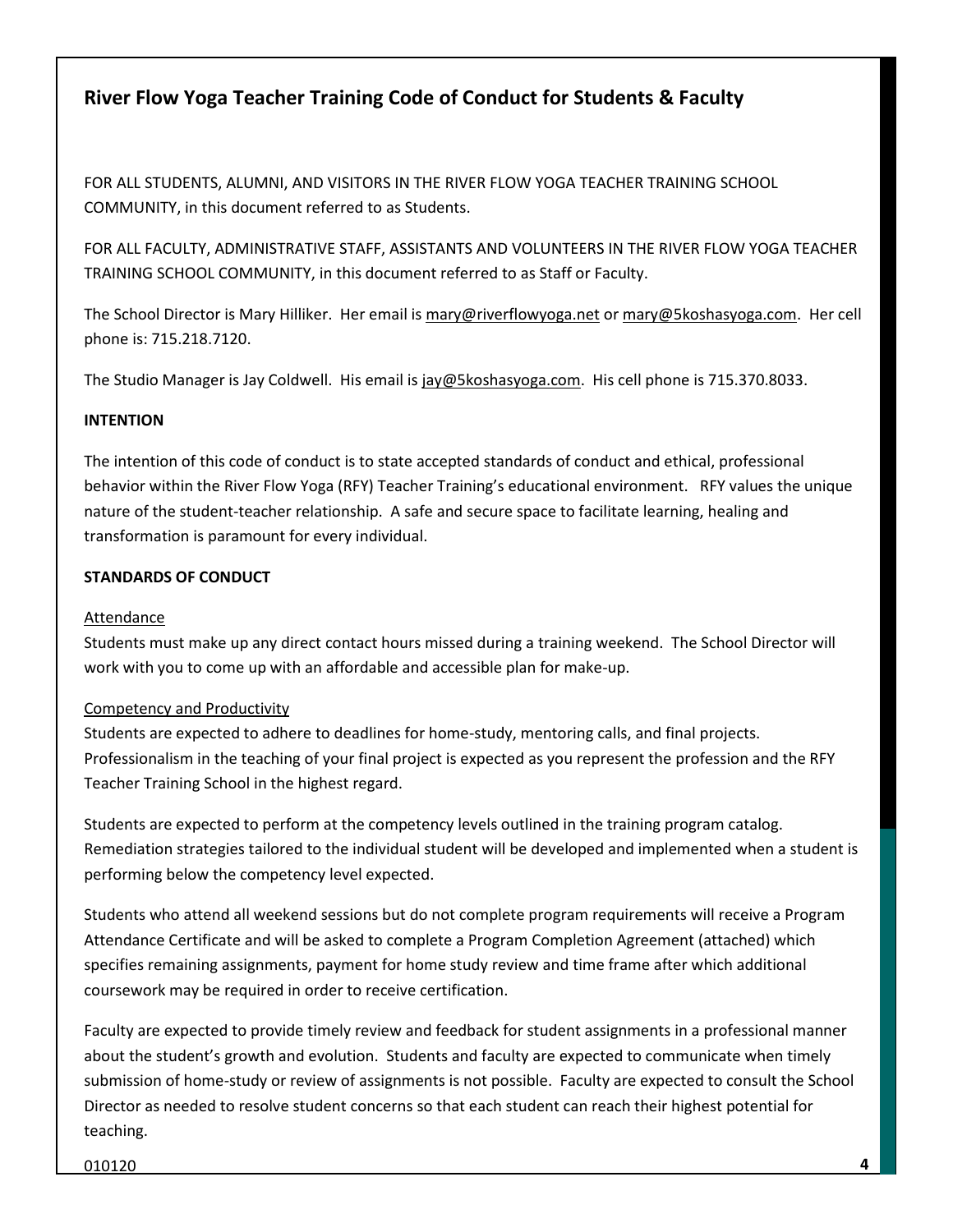## River Flow Yoga Teacher Training Code of Conduct for Students & Faculty

FOR ALL STUDENTS, ALUMNI, AND VISITORS IN THE RIVER FLOW YOGA TEACHER TRAINING SCHOOL COMMUNITY, in this document referred to as Students.

FOR ALL FACULTY, ADMINISTRATIVE STAFF, ASSISTANTS AND VOLUNTEERS IN THE RIVER FLOW YOGA TEACHER TRAINING SCHOOL COMMUNITY, in this document referred to as Staff or Faculty.

The School Director is Mary Hilliker. Her email is mary@riverflowyoga.net or mary@5koshasyoga.com. Her cell phone is: 715.218.7120.

The Studio Manager is Jay Coldwell. His email is jay@5koshasyoga.com. His cell phone is 715.370.8033.

**INTENTION**

The intention of this code of conduct is to state accepted standards of conduct and ethical, professional behavior within the River Flow Yoga (RFY) Teacher Training's educational environment. RFY values the unique nature of the student-teacher relationship. A safe and secure space to facilitate learning, healing and transformation is paramount for every individual.

**STANDARDS OF CONDUCT**

Attendance

Students must make up any direct contact hours missed during a training weekend. The School Director will work with you to come up with an affordable and accessible plan for make-up.

Competency and Productivity

Students are expected to adhere to deadlines for home-study, mentoring calls, and final projects. Professionalism in the teaching of your final project is expected as you represent the profession and the RFY Teacher Training School in the highest regard.

Students are expected to perform at the competency levels outlined in the training program catalog. Remediation strategies tailored to the individual student will be developed and implemented when a student is performing below the competency level expected.

Students who attend all weekend sessions but do not complete program requirements will receive a Program Attendance Certificate and will be asked to complete a Program Completion Agreement (attached) which specifies remaining assignments, payment for home study review and time frame after which additional coursework may be required in order to receive certification.

Faculty are expected to provide timely review and feedback for student assignments in a professional manner about the student's growth and evolution. Students and faculty are expected to communicate when timely submission of home-study or review of assignments is not possible. Faculty are expected to consult the School Director as needed to resolve student concerns so that each student can reach their highest potential for teaching.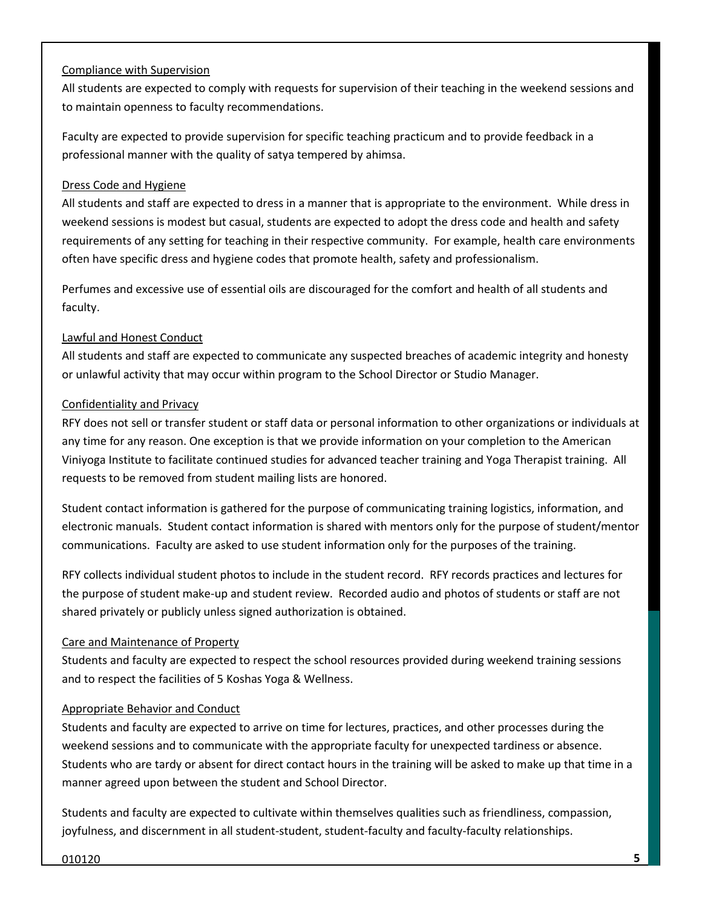### Compliance with Supervision

All students are expected to comply with requests for supervision of their teaching in the weekend sessions and to maintain openness to faculty recommendations.

Faculty are expected to provide supervision for specific teaching practicum and to provide feedback in a professional manner with the quality of satya tempered by ahimsa.

### Dress Code and Hygiene

All students and staff are expected to dress in a manner that is appropriate to the environment. While dress in weekend sessions is modest but casual, students are expected to adopt the dress code and health and safety requirements of any setting for teaching in their respective community. For example, health care environments often have specific dress and hygiene codes that promote health, safety and professionalism.

Perfumes and excessive use of essential oils are discouraged for the comfort and health of all students and faculty.

### Lawful and Honest Conduct

All students and staff are expected to communicate any suspected breaches of academic integrity and honesty or unlawful activity that may occur within program to the School Director or Studio Manager.

### Confidentiality and Privacy

RFY does not sell or transfer student or staff data or personal information to other organizations or individuals at any time for any reason. One exception is that we provide information on your completion to the American Viniyoga Institute to facilitate continued studies for advanced teacher training and Yoga Therapist training. All requests to be removed from student mailing lists are honored.

Student contact information is gathered for the purpose of communicating training logistics, information, and electronic manuals. Student contact information is shared with mentors only for the purpose of student/mentor communications. Faculty are asked to use student information only for the purposes of the training.

RFY collects individual student photos to include in the student record. RFY records practices and lectures for the purpose of student make-up and student review. Recorded audio and photos of students or staff are not shared privately or publicly unless signed authorization is obtained.

### Care and Maintenance of Property

Students and faculty are expected to respect the school resources provided during weekend training sessions and to respect the facilities of 5 Koshas Yoga & Wellness.

### Appropriate Behavior and Conduct

Students and faculty are expected to arrive on time for lectures, practices, and other processes during the weekend sessions and to communicate with the appropriate faculty for unexpected tardiness or absence. Students who are tardy or absent for direct contact hours in the training will be asked to make up that time in a manner agreed upon between the student and School Director.

Students and faculty are expected to cultivate within themselves qualities such as friendliness, compassion, joyfulness, and discernment in all student-student, student-faculty and faculty-faculty relationships.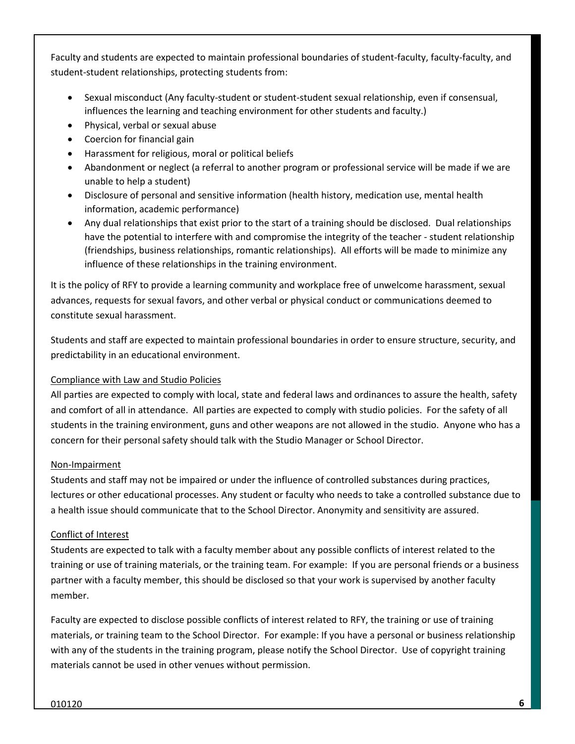Faculty and students are expected to maintain professional boundaries of student-faculty, faculty-faculty, and student-student relationships, protecting students from:

- Sexual misconduct (Any faculty-student or student-student sexual relationship, even if consensual, influences the learning and teaching environment for other students and faculty.)
- Physical, verbal or sexual abuse
- Coercion for financial gain
- Harassment for religious, moral or political beliefs
- Abandonment or neglect (a referral to another program or professional service will be made if we are unable to help a student)
- Disclosure of personal and sensitive information (health history, medication use, mental health information, academic performance)
- Any dual relationships that exist prior to the start of a training should be disclosed. Dual relationships have the potential to interfere with and compromise the integrity of the teacher - student relationship (friendships, business relationships, romantic relationships). All efforts will be made to minimize any influence of these relationships in the training environment.

It is the policy of RFY to provide a learning community and workplace free of unwelcome harassment, sexual advances, requests for sexual favors, and other verbal or physical conduct or communications deemed to constitute sexual harassment.

Students and staff are expected to maintain professional boundaries in order to ensure structure, security, and predictability in an educational environment.

<u>Compliance with Law and Studio Policies</u>

All parties are expected to comply with local, state and federal laws and ordinances to assure the health, safety and comfort of all in attendance. All parties are expected to comply with studio policies. For the safety of all students in the training environment, guns and other weapons are not allowed in the studio. Anyone who has a concern for their personal safety should talk with the Studio Manager or School Director.

<u>Non-Impairment</u>

Students and staff may not be impaired or under the influence of controlled substances during practices, lectures or other educational processes. Any student or faculty who needs to take a controlled substance due to a health issue should communicate that to the School Director. Anonymity and sensitivity are assured.

<u>Conflict of Interest</u>

Students are expected to talk with a faculty member about any possible conflicts of interest related to the training or use of training materials, or the training team. For example: If you are personal friends or a business partner with a faculty member, this should be disclosed so that your work is supervised by another faculty member.

Faculty are expected to disclose possible conflicts of interest related to RFY, the training or use of training materials, or training team to the School Director. For example: If you have a personal or business relationship with any of the students in the training program, please notify the School Director. Use of copyright training materials cannot be used in other venues without permission.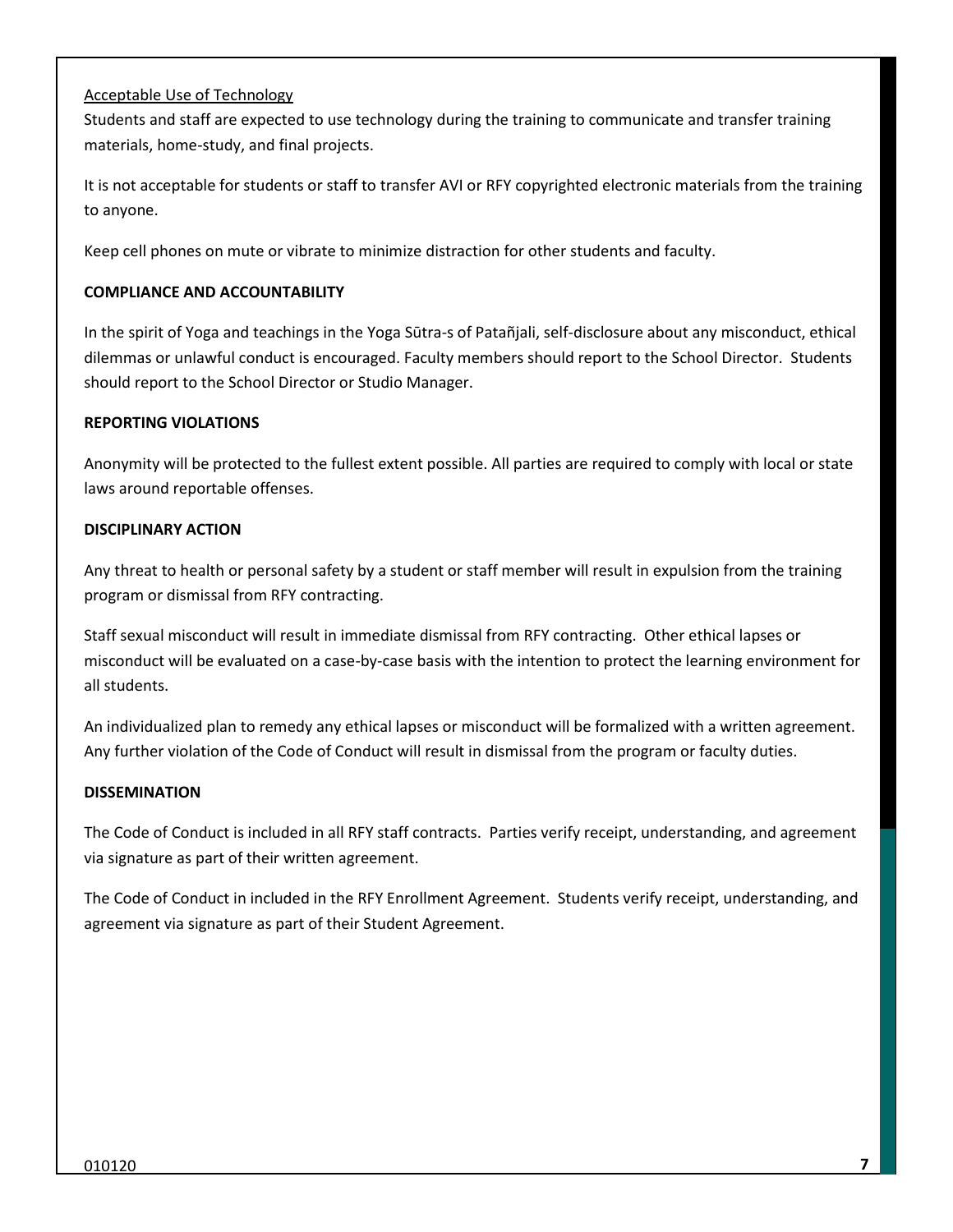Acceptable Use of Technology

Students and staff are expected to use technology during the training to communicate and transfer training materials, home-study, and final projects.

It is not acceptable for students or staff to transfer AVI or RFY copyrighted electronic materials from the training to anyone.

Keep cell phones on mute or vibrate to minimize distraction for other students and faculty.

**COMPLIANCE AND ACCOUNTABILITY**

In the spirit of Yoga and teachings in the Yoga Sūtra-s of Patañjali, self-disclosure about any misconduct, ethical dilemmas or unlawful conduct is encouraged. Faculty members should report to the School Director. Students should report to the School Director or Studio Manager.

**REPORTING VIOLATIONS**

Anonymity will be protected to the fullest extent possible. All parties are required to comply with local or state laws around reportable offenses.

**DISCIPLINARY ACTION**

Any threat to health or personal safety by a student or staff member will result in expulsion from the training program or dismissal from RFY contracting.

Staff sexual misconduct will result in immediate dismissal from RFY contracting. Other ethical lapses or misconduct will be evaluated on a case-by-case basis with the intention to protect the learning environment for all students.

An individualized plan to remedy any ethical lapses or misconduct will be formalized with a written agreement. Any further violation of the Code of Conduct will result in dismissal from the program or faculty duties.

**DISSEMINATION**

The Code of Conduct is included in all RFY staff contracts. Parties verify receipt, understanding, and agreement via signature as part of their written agreement.

The Code of Conduct in included in the RFY Enrollment Agreement. Students verify receipt, understanding, and agreement via signature as part of their Student Agreement.